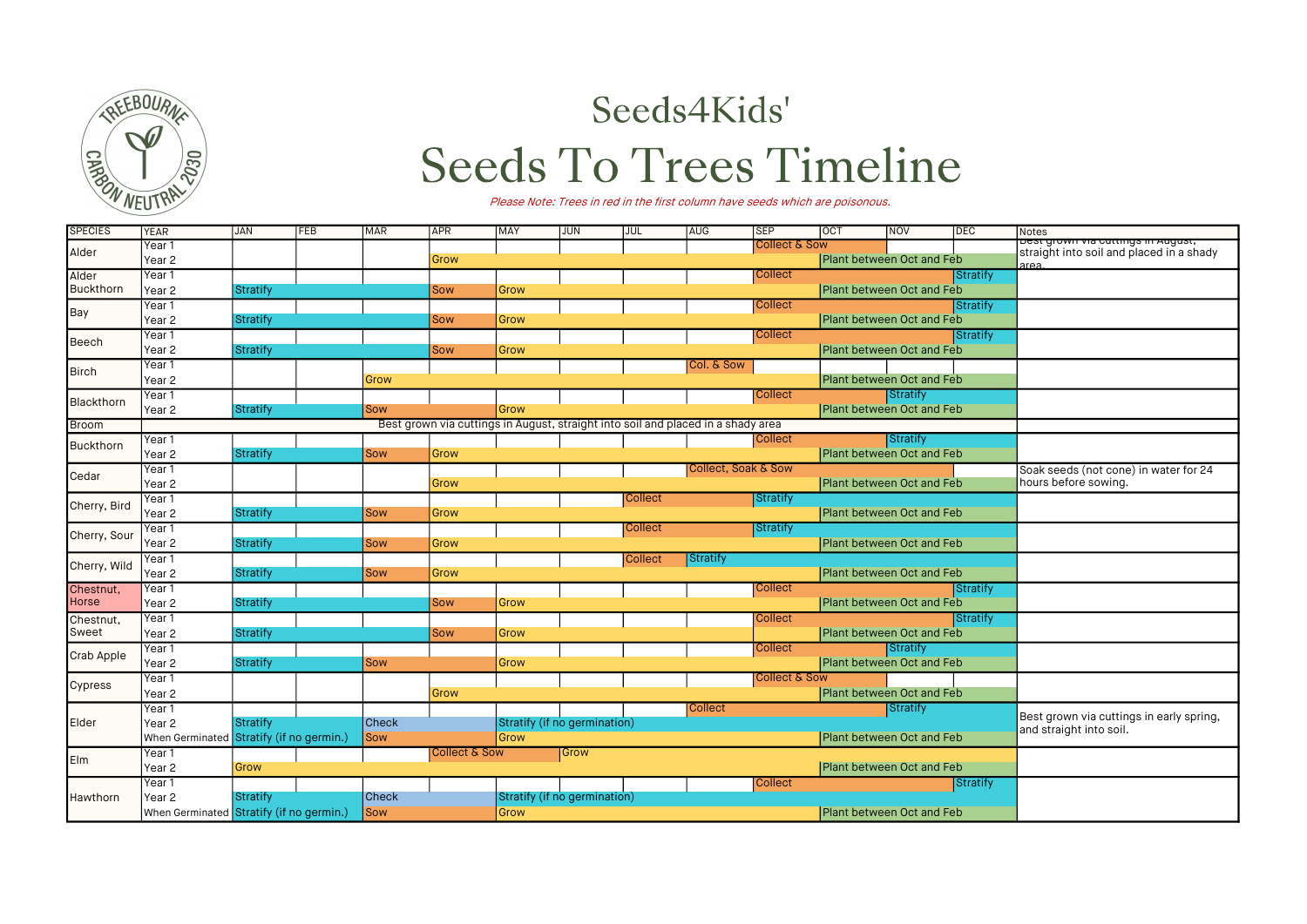# Seeds4Kids'

# Seeds To Trees Timeline

*Please Note: Trees in red in the first column have seeds which are poisonous.*

| SPECIES | YEAR | JAN | FEB | MAR | APR | MAY | JUN | JUL | AUG | SEP | OCT | NOV | DEC | Notes |
|---|---|---|---|---|---|---|---|---|---|---|---|---|---|---|
| Alder | Year 1 | | | | | | | | | Collect & Sow | | | | Best grown via cuttings in August, straight into soil and placed in a shady area. |
| | Year 2 | | | | Grow | | | | | | Plant between Oct and Feb | | | |
| Alder Buckthorn | Year 1 | | | | | | | | | Collect | | | Stratify | |
| | Year 2 | Stratify | | | Sow | Grow | | | | | Plant between Oct and Feb | | | |
| Bay | Year 1 | | | | | | | | | Collect | | | Stratify | |
| | Year 2 | Stratify | | | Sow | Grow | | | | | Plant between Oct and Feb | | | |
| Beech | Year 1 | | | | | | | | | Collect | | | Stratify | |
| | Year 2 | Stratify | | | Sow | Grow | | | | | Plant between Oct and Feb | | | |
| Birch | Year 1 | | | | | | | | Col. & Sow | | | | | |
| | Year 2 | | | Grow | | | | | | | Plant between Oct and Feb | | | |
| Blackthorn | Year 1 | | | | | | | | | Collect | | Stratify | | |
| | Year 2 | Stratify | | Sow | | Grow | | | | | Plant between Oct and Feb | | | |
| Broom | Best grown via cuttings in August, straight into soil and placed in a shady area | | | | | | | | | | | | | |
| Buckthorn | Year 1 | | | | | | | | | Collect | | Stratify | | |
| | Year 2 | Stratify | | Sow | Grow | | | | | | Plant between Oct and Feb | | | |
| Cedar | Year 1 | | | | | | | | Collect, Soak & Sow | | | | | Soak seeds (not cone) in water for 24 hours before sowing. |
| | Year 2 | | | | Grow | | | | | | Plant between Oct and Feb | | | |
| Cherry, Bird | Year 1 | | | | | | | Collect | | Stratify | | | | |
| | Year 2 | Stratify | | Sow | Grow | | | | | | Plant between Oct and Feb | | | |
| Cherry, Sour | Year 1 | | | | | | | Collect | | Stratify | | | | |
| | Year 2 | Stratify | | Sow | Grow | | | | | | Plant between Oct and Feb | | | |
| Cherry, Wild | Year 1 | | | | | | | Collect | Stratify | | | | | |
| | Year 2 | Stratify | | Sow | Grow | | | | | | Plant between Oct and Feb | | | |
| Chestnut, Horse | Year 1 | | | | | | | | | Collect | | | Stratify | |
| | Year 2 | Stratify | | | Sow | Grow | | | | | Plant between Oct and Feb | | | |
| Chestnut, Sweet | Year 1 | | | | | | | | | Collect | | | Stratify | |
| | Year 2 | Stratify | | | Sow | Grow | | | | | Plant between Oct and Feb | | | |
| Crab Apple | Year 1 | | | | | | | | | Collect | | Stratify | | |
| | Year 2 | Stratify | | Sow | | Grow | | | | | Plant between Oct and Feb | | | |
| Cypress | Year 1 | | | | | | | | | Collect & Sow | | | | |
| | Year 2 | | | | Grow | | | | | | Plant between Oct and Feb | | | |
| Elder | Year 1 | | | | | | | | Collect | | | Stratify | | Best grown via cuttings in early spring, and straight into soil. |
| | Year 2 | Stratify | | Check | | Stratify (if no germination) | | | | | | | | |
| | When Germinated | Stratify (if no germin.) | | Sow | | Grow | | | | | Plant between Oct and Feb | | | |
| Elm | Year 1 | | | | Collect & Sow | | Grow | | | | | | | |
| | Year 2 | Grow | | | | | | | | | Plant between Oct and Feb | | | |
| Hawthorn | Year 1 | | | | | | | | | Collect | | | Stratify | |
| | Year 2 | Stratify | | Check | | Stratify (if no germination) | | | | | | | | |
| | When Germinated | Stratify (if no germin.) | | Sow | | Grow | | | | | Plant between Oct and Feb | | | |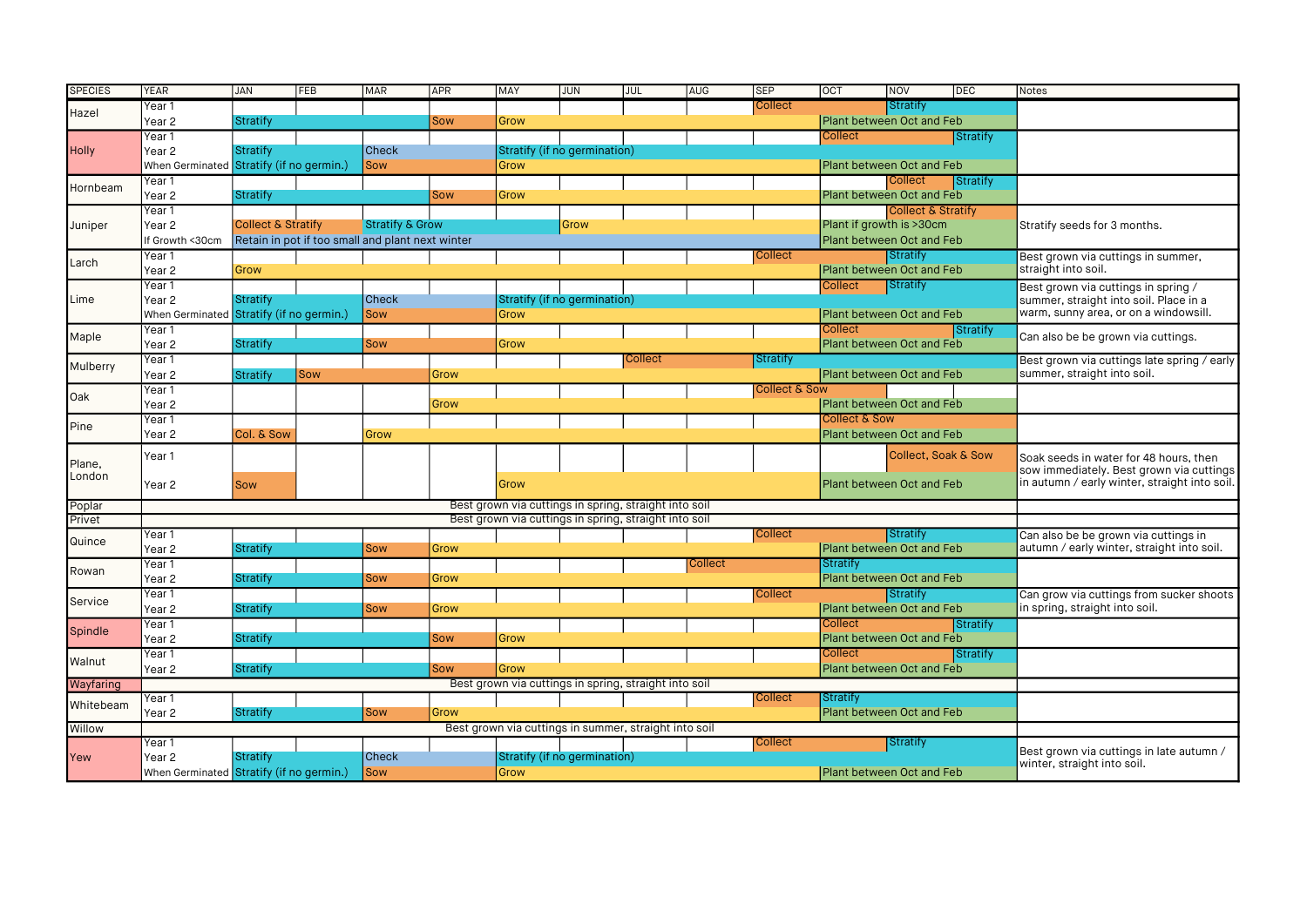| SPECIES | YEAR | JAN | FEB | MAR | APR | MAY | JUN | JUL | AUG | SEP | OCT | NOV | DEC | Notes |
|---|---|---|---|---|---|---|---|---|---|---|---|---|---|---|
| Hazel | Year 1 | | | | | | | | | Collect | | Stratify | | |
| | Year 2 | Stratify | | | Sow | Grow | | | | | Plant between Oct and Feb | | | |
| Holly | Year 1 | | | | | | | | | | Collect | | Stratify | |
| | Year 2 | Stratify | | Check | | Stratify (if no germination) | | | | | | | | |
| | When Germinated | Stratify (if no germin.) | | Sow | | Grow | | | | | Plant between Oct and Feb | | | |
| Hornbeam | Year 1 | | | | | | | | | | | Collect | Stratify | |
| | Year 2 | Stratify | | | Sow | Grow | | | | | Plant between Oct and Feb | | | |
| Juniper | Year 1 | | | | | | | | | | | Collect & Stratify | | Stratify seeds for 3 months. |
| | Year 2 | Collect & Stratify | | Stratify & Grow | | | Grow | | | | Plant if growth is >30cm | | | |
| | If Growth <30cm | Retain in pot if too small and plant next winter | | | | | | | | | Plant between Oct and Feb | | | |
| Larch | Year 1 | | | | | | | | | Collect | | Stratify | | Best grown via cuttings in summer, straight into soil. |
| | Year 2 | Grow | | | | | | | | | Plant between Oct and Feb | | | |
| Lime | Year 1 | | | | | | | | | | Collect | Stratify | | Best grown via cuttings in spring / summer, straight into soil. Place in a warm, sunny area, or on a windowsill. |
| | Year 2 | Stratify | | Check | | Stratify (if no germination) | | | | | | | | |
| | When Germinated | Stratify (if no germin.) | | Sow | | Grow | | | | | Plant between Oct and Feb | | | |
| Maple | Year 1 | | | | | | | | | | Collect | | Stratify | Can also be be grown via cuttings. |
| | Year 2 | Stratify | | Sow | | Grow | | | | | Plant between Oct and Feb | | | |
| Mulberry | Year 1 | | | | | | | Collect | | Stratify | | | | Best grown via cuttings late spring / early summer, straight into soil. |
| | Year 2 | Stratify | Sow | | Grow | | | | | | Plant between Oct and Feb | | | |
| Oak | Year 1 | | | | | | | | | Collect & Sow | | | | |
| | Year 2 | | | | Grow | | | | | | Plant between Oct and Feb | | | |
| Pine | Year 1 | | | | | | | | | | Collect & Sow | | | |
| | Year 2 | Col. & Sow | | Grow | | | | | | | Plant between Oct and Feb | | | |
| Plane, London | Year 1 | | | | | | | | | | | Collect, Soak & Sow | | Soak seeds in water for 48 hours, then sow immediately. Best grown via cuttings in autumn / early winter, straight into soil. |
| | Year 2 | Sow | | | | Grow | | | | | Plant between Oct and Feb | | | |
| Poplar | Best grown via cuttings in spring, straight into soil | | | | | | | | | | | | | |
| Privet | Best grown via cuttings in spring, straight into soil | | | | | | | | | | | | | |
| Quince | Year 1 | | | | | | | | | Collect | | Stratify | | Can also be be grown via cuttings in autumn / early winter, straight into soil. |
| | Year 2 | Stratify | | Sow | Grow | | | | | | Plant between Oct and Feb | | | |
| Rowan | Year 1 | | | | | | | | Collect | Stratify | | | | |
| | Year 2 | Stratify | | Sow | Grow | | | | | | Plant between Oct and Feb | | | |
| Service | Year 1 | | | | | | | | | Collect | | Stratify | | Can grow via cuttings from sucker shoots in spring, straight into soil. |
| | Year 2 | Stratify | | Sow | Grow | | | | | | Plant between Oct and Feb | | | |
| Spindle | Year 1 | | | | | | | | | | Collect | | Stratify | |
| | Year 2 | Stratify | | | Sow | Grow | | | | | Plant between Oct and Feb | | | |
| Walnut | Year 1 | | | | | | | | | | Collect | | Stratify | |
| | Year 2 | Stratify | | | Sow | Grow | | | | | Plant between Oct and Feb | | | |
| Wayfaring | Best grown via cuttings in spring, straight into soil | | | | | | | | | | | | | |
| Whitebeam | Year 1 | | | | | | | | | Collect | Stratify | | | |
| | Year 2 | Stratify | | Sow | Grow | | | | | | Plant between Oct and Feb | | | |
| Willow | Best grown via cuttings in summer, straight into soil | | | | | | | | | | | | | |
| Yew | Year 1 | | | | | | | | | Collect | | Stratify | | Best grown via cuttings in late autumn / winter, straight into soil. |
| | Year 2 | Stratify | | Check | | Stratify (if no germination) | | | | | | | | |
| | When Germinated | Stratify (if no germin.) | | Sow | | Grow | | | | | Plant between Oct and Feb | | | |